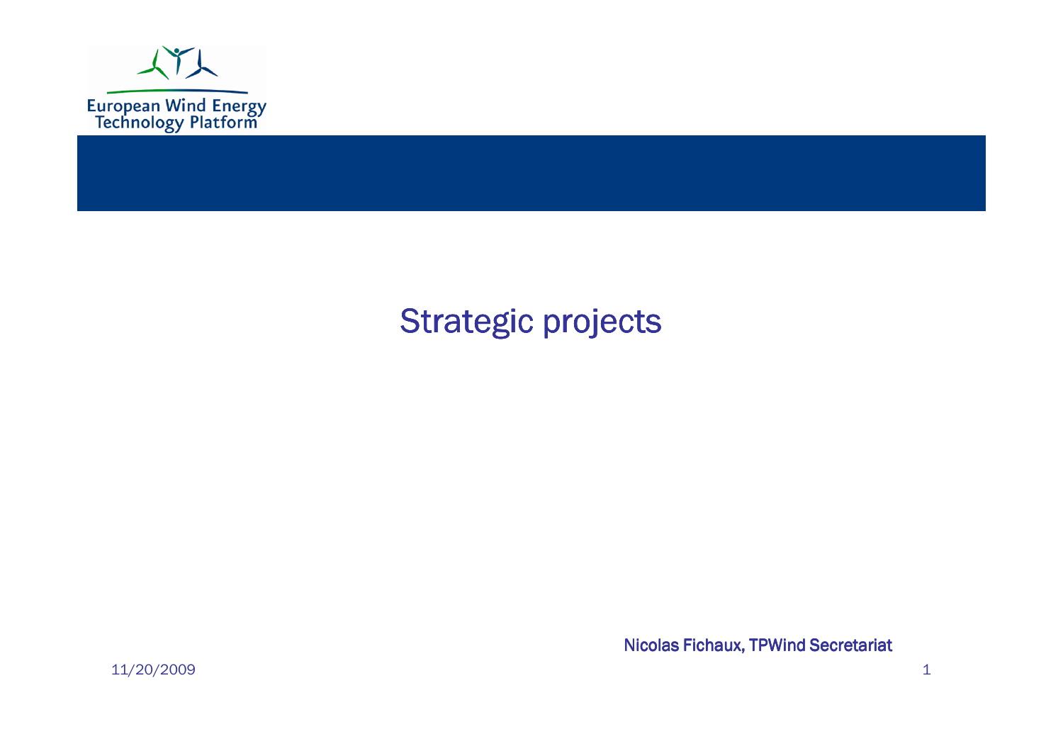European Wind Energy Technology Platform

# Strategic projects

Nicolas Fichaux, TPWind Secretariat

11/20/2009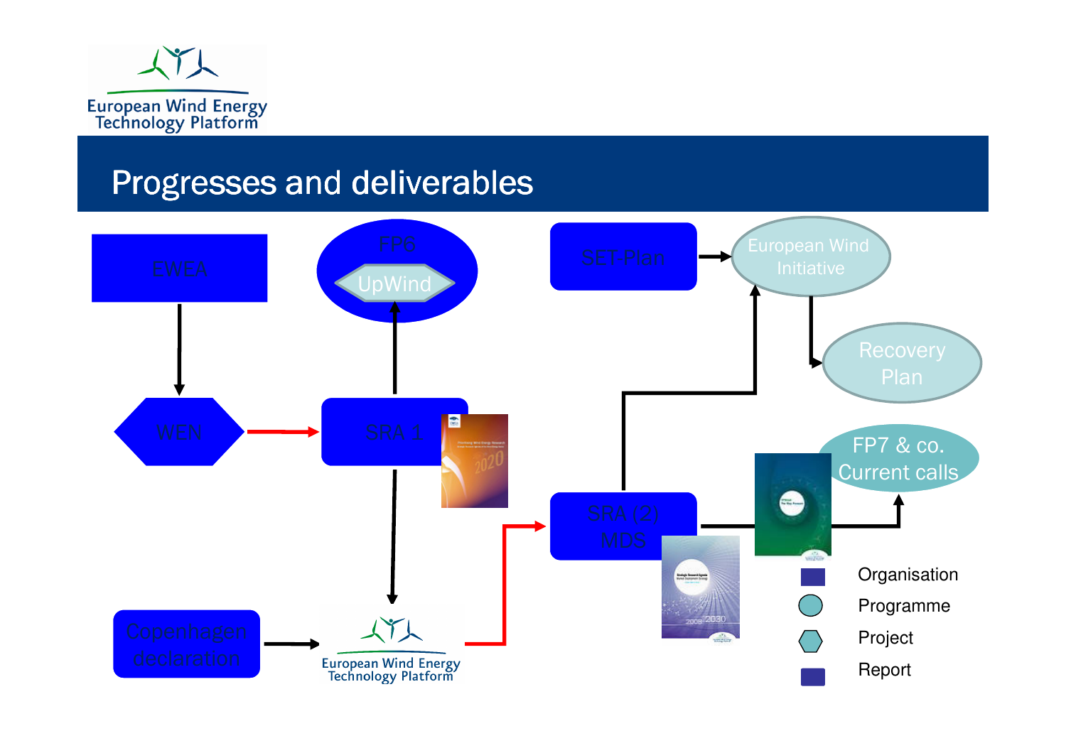# Progresses and deliverables

EWEA

WEN

FP6

UpWind

SRA 1

Copenhagen declaration

European Wind Energy Technology Platform

SET-Plan

European Wind Initiative

Recovery Plan

SRA (2) MDS

FP7 & co. Current calls

- Organisation
- Programme
- Project
- Report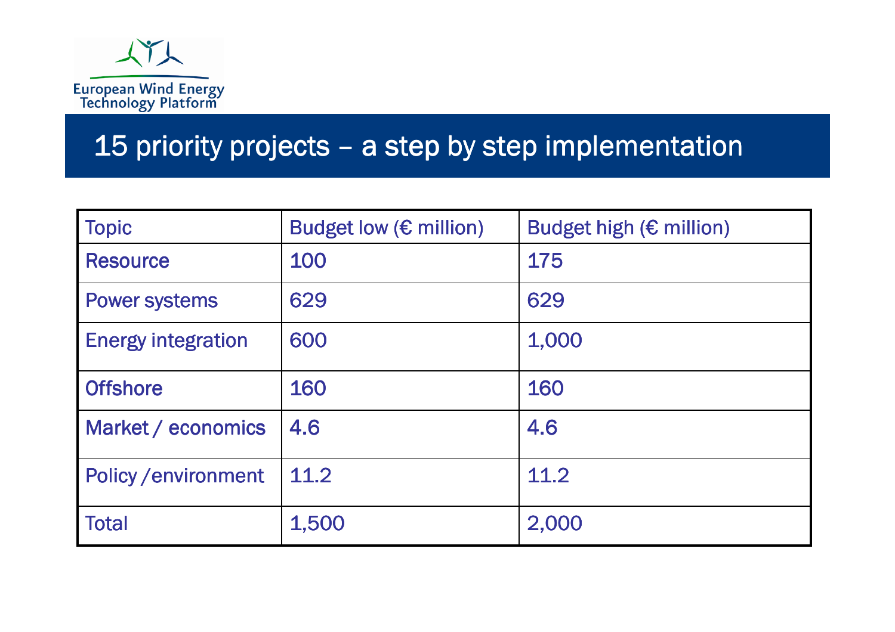# 15 priority projects – a step by step implementation

| Topic | Budget low (€ million) | Budget high (€ million) |
|---|---|---|
| Resource | 100 | 175 |
| Power systems | 629 | 629 |
| Energy integration | 600 | 1,000 |
| Offshore | 160 | 160 |
| Market / economics | 4.6 | 4.6 |
| Policy /environment | 11.2 | 11.2 |
| Total | 1,500 | 2,000 |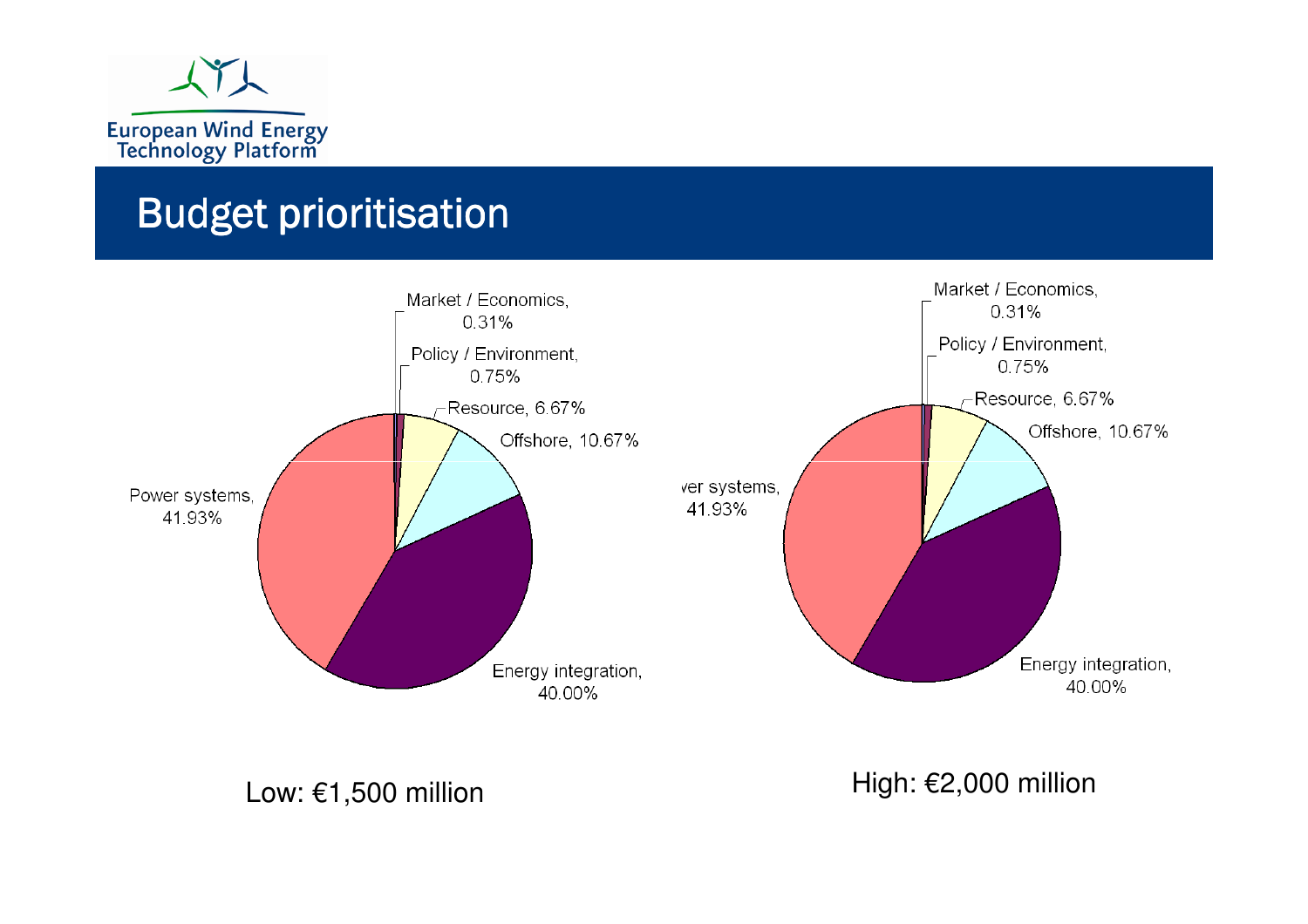# Budget prioritisation

| Category | Share |
| --- | --- |
| Market / Economics | 0.31% |
| Policy / Environment | 0.75% |
| Resource | 6.67% |
| Offshore | 10.67% |
| Energy integration | 40.00% |
| Power systems | 41.93% |

Low: €1,500 million

| Category | Share |
| --- | --- |
| Market / Economics | 0.31% |
| Policy / Environment | 0.75% |
| Resource | 6.67% |
| Offshore | 10.67% |
| Energy integration | 40.00% |
| Power systems | 41.93% |

High: €2,000 million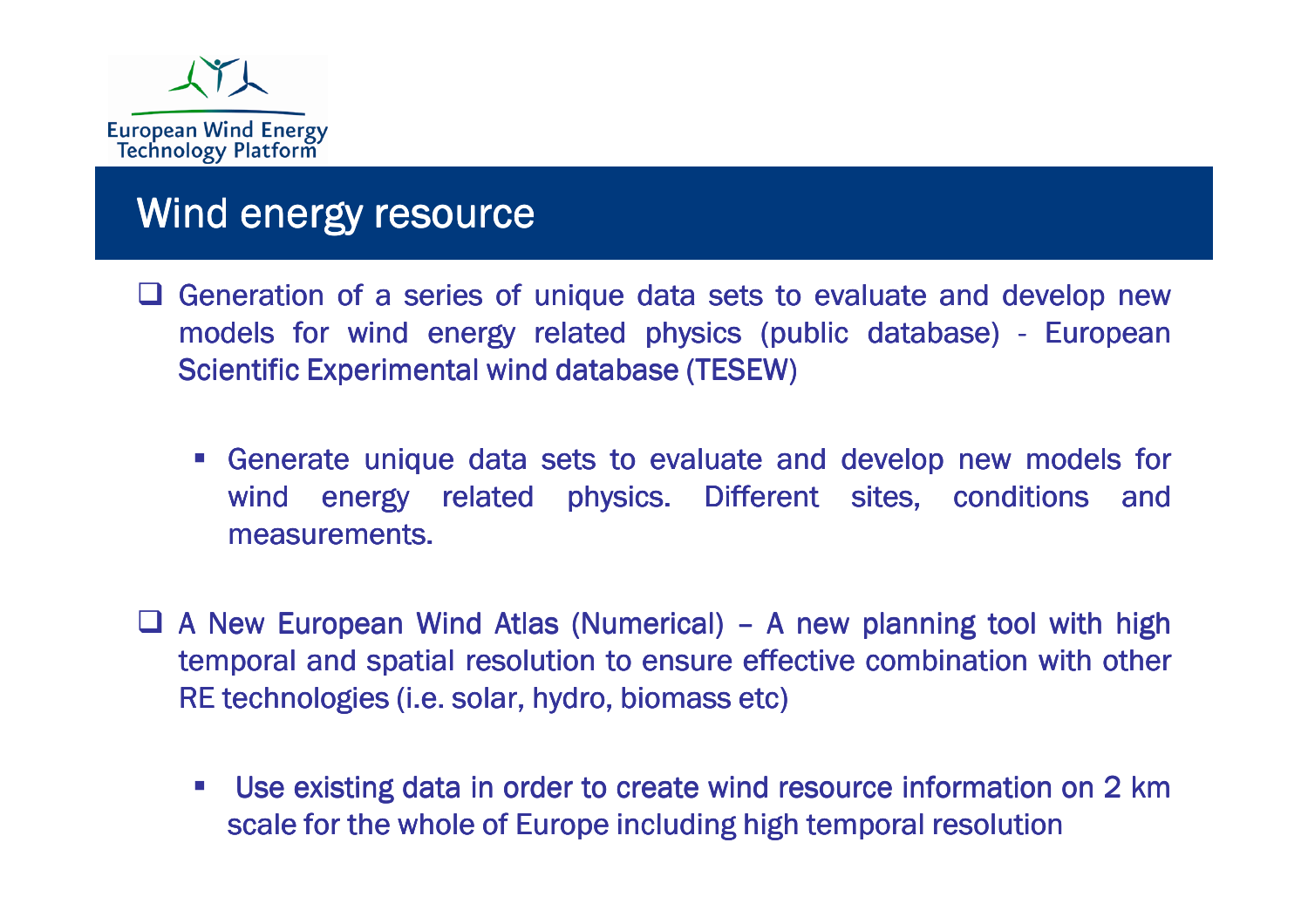## Wind energy resource

- Generation of a series of unique data sets to evaluate and develop new models for wind energy related physics (public database) - European Scientific Experimental wind database (TESEW)
  - Generate unique data sets to evaluate and develop new models for wind energy related physics. Different sites, conditions and measurements.
- A New European Wind Atlas (Numerical) – A new planning tool with high temporal and spatial resolution to ensure effective combination with other RE technologies (i.e. solar, hydro, biomass etc)
  - Use existing data in order to create wind resource information on 2 km scale for the whole of Europe including high temporal resolution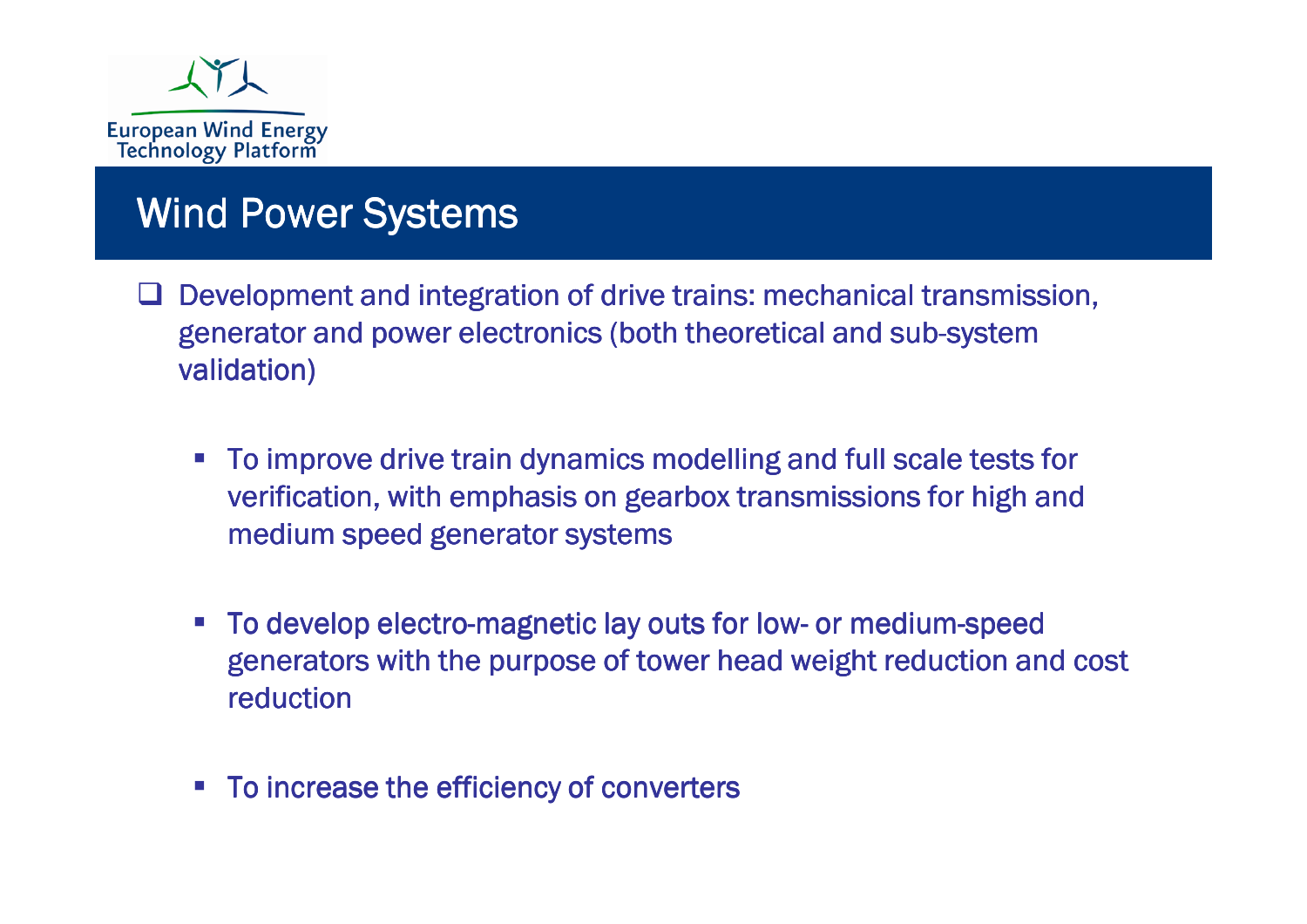## Wind Power Systems

- Development and integration of drive trains: mechanical transmission, generator and power electronics (both theoretical and sub-system validation)
  - To improve drive train dynamics modelling and full scale tests for verification, with emphasis on gearbox transmissions for high and medium speed generator systems
  - To develop electro-magnetic lay outs for low- or medium-speed generators with the purpose of tower head weight reduction and cost reduction
  - To increase the efficiency of converters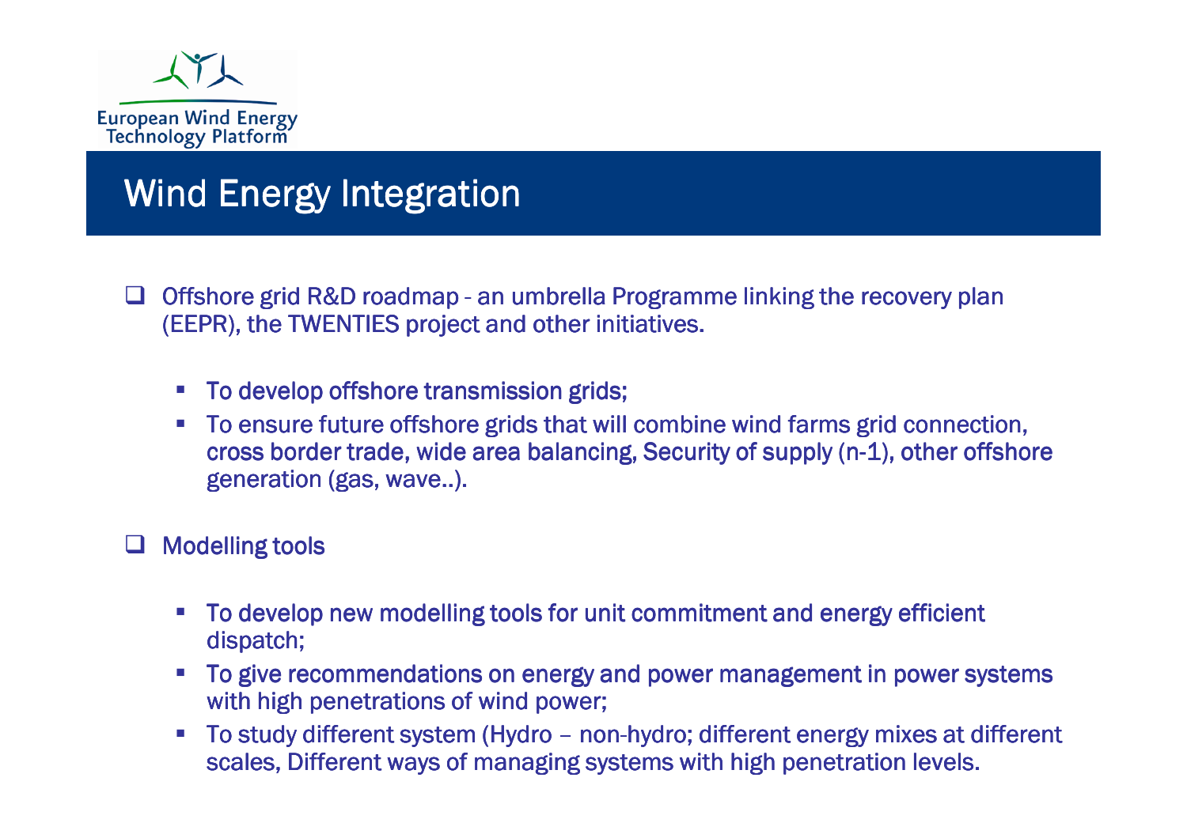## Wind Energy Integration

- Offshore grid R&D roadmap - an umbrella Programme linking the recovery plan (EEPR), the TWENTIES project and other initiatives.
  - To develop offshore transmission grids;
  - To ensure future offshore grids that will combine wind farms grid connection, cross border trade, wide area balancing, Security of supply (n-1), other offshore generation (gas, wave..).
- Modelling tools
  - To develop new modelling tools for unit commitment and energy efficient dispatch;
  - To give recommendations on energy and power management in power systems with high penetrations of wind power;
  - To study different system (Hydro – non-hydro; different energy mixes at different scales, Different ways of managing systems with high penetration levels.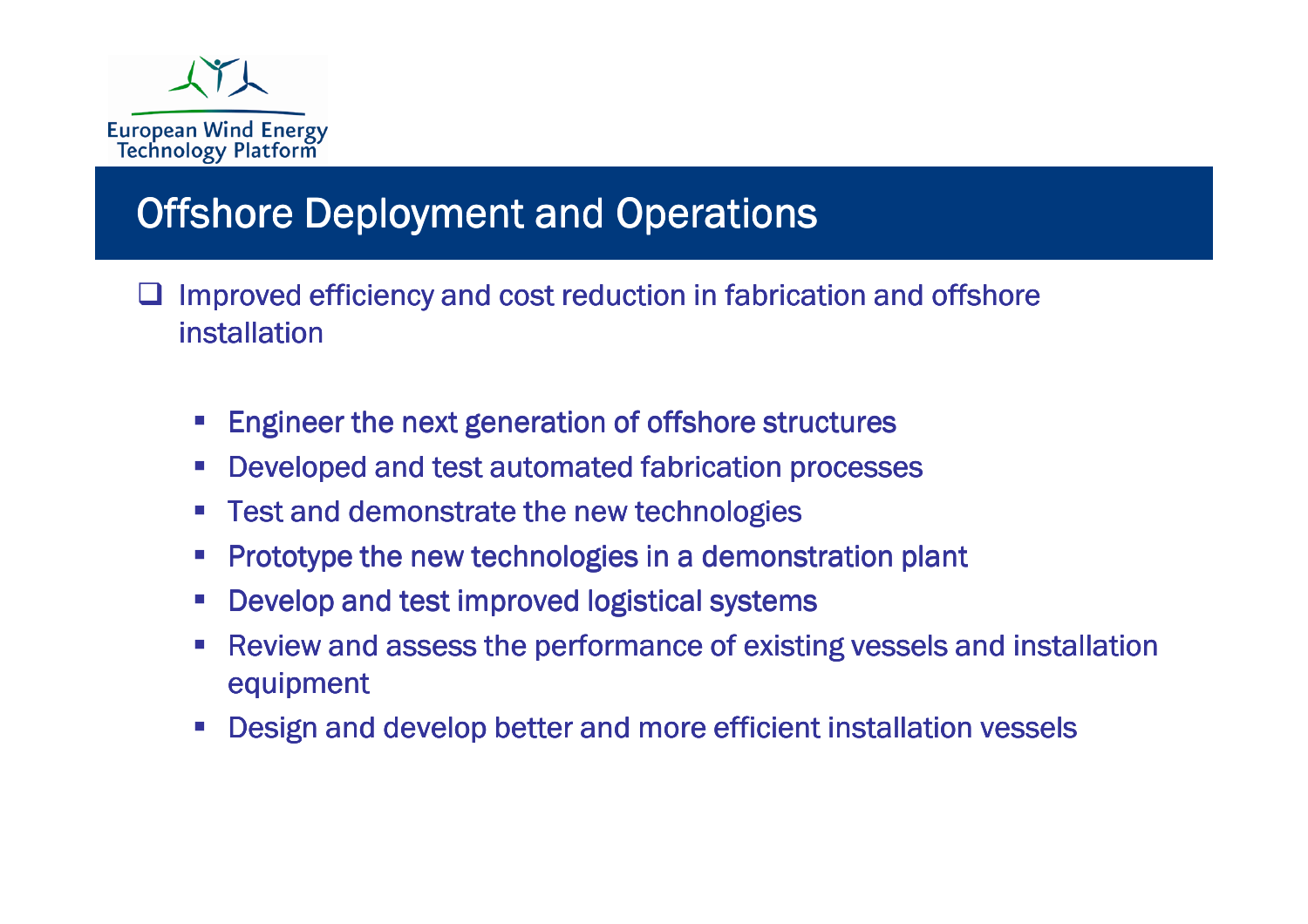# Offshore Deployment and Operations

- Improved efficiency and cost reduction in fabrication and offshore installation
  - Engineer the next generation of offshore structures
  - Developed and test automated fabrication processes
  - Test and demonstrate the new technologies
  - Prototype the new technologies in a demonstration plant
  - Develop and test improved logistical systems
  - Review and assess the performance of existing vessels and installation equipment
  - Design and develop better and more efficient installation vessels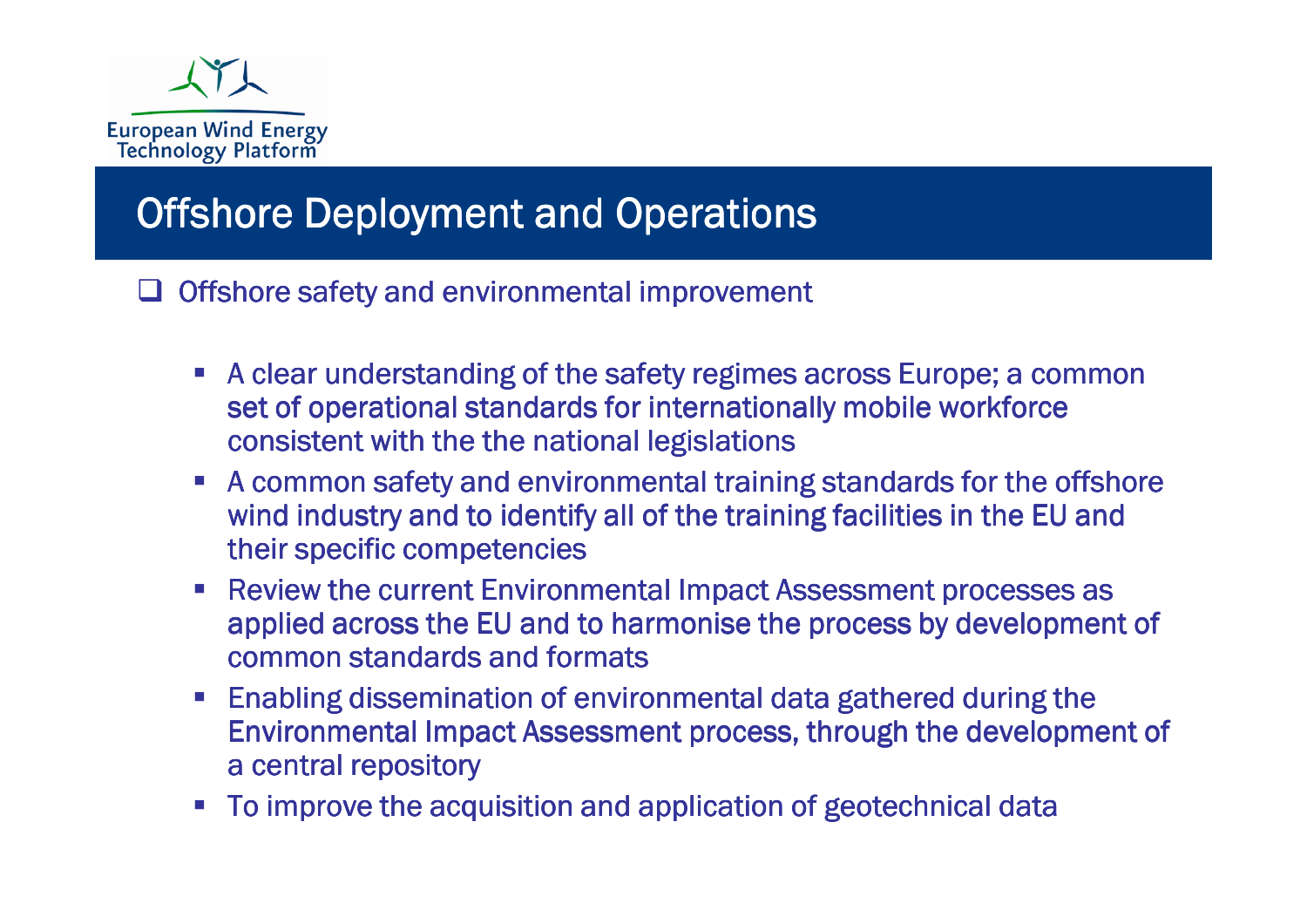# Offshore Deployment and Operations

- Offshore safety and environmental improvement

  - A clear understanding of the safety regimes across Europe; a common set of operational standards for internationally mobile workforce consistent with the the national legislations
  - A common safety and environmental training standards for the offshore wind industry and to identify all of the training facilities in the EU and their specific competencies
  - Review the current Environmental Impact Assessment processes as applied across the EU and to harmonise the process by development of common standards and formats
  - Enabling dissemination of environmental data gathered during the Environmental Impact Assessment process, through the development of a central repository
  - To improve the acquisition and application of geotechnical data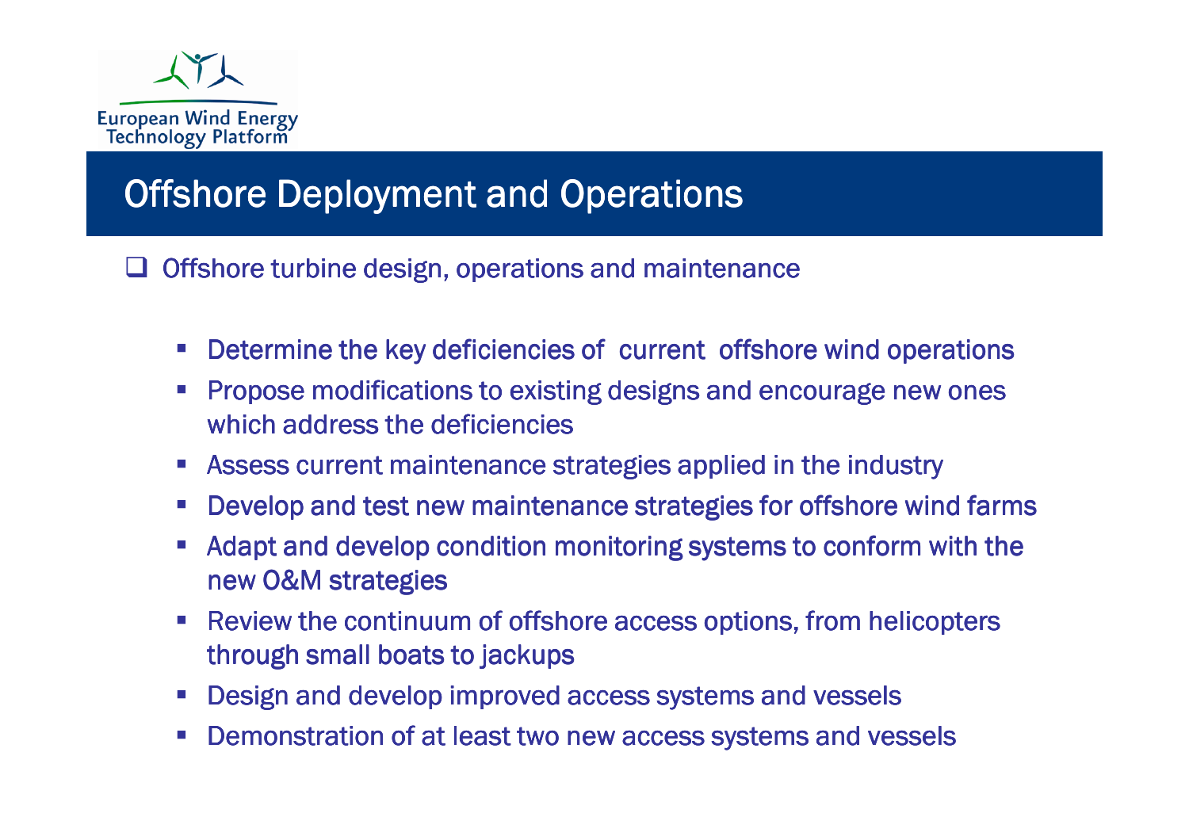# Offshore Deployment and Operations

- Offshore turbine design, operations and maintenance
  - Determine the key deficiencies of current offshore wind operations
  - Propose modifications to existing designs and encourage new ones which address the deficiencies
  - Assess current maintenance strategies applied in the industry
  - Develop and test new maintenance strategies for offshore wind farms
  - Adapt and develop condition monitoring systems to conform with the new O&M strategies
  - Review the continuum of offshore access options, from helicopters through small boats to jackups
  - Design and develop improved access systems and vessels
  - Demonstration of at least two new access systems and vessels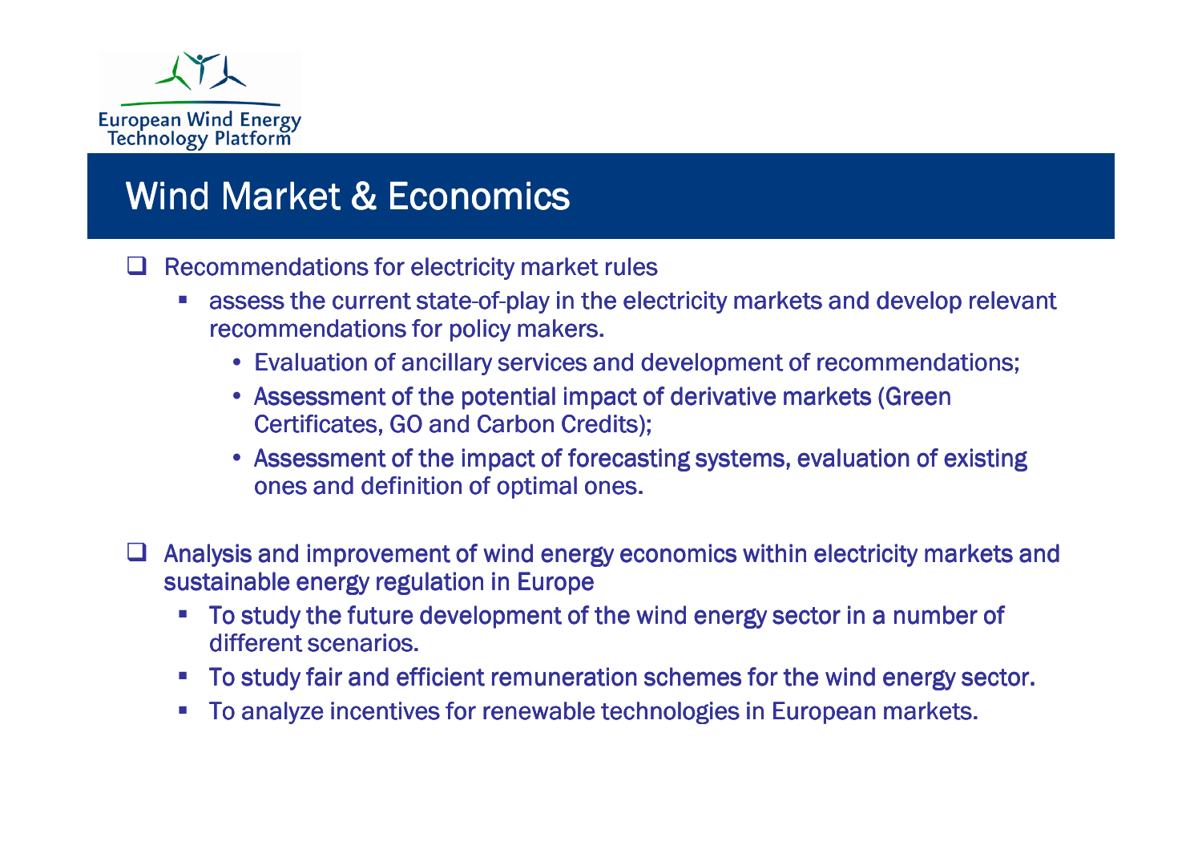# Wind Market & Economics

- Recommendations for electricity market rules
  - assess the current state-of-play in the electricity markets and develop relevant recommendations for policy makers.
    - Evaluation of ancillary services and development of recommendations;
    - Assessment of the potential impact of derivative markets (Green Certificates, GO and Carbon Credits);
    - Assessment of the impact of forecasting systems, evaluation of existing ones and definition of optimal ones.

- Analysis and improvement of wind energy economics within electricity markets and sustainable energy regulation in Europe
  - To study the future development of the wind energy sector in a number of different scenarios.
  - To study fair and efficient remuneration schemes for the wind energy sector.
  - To analyze incentives for renewable technologies in European markets.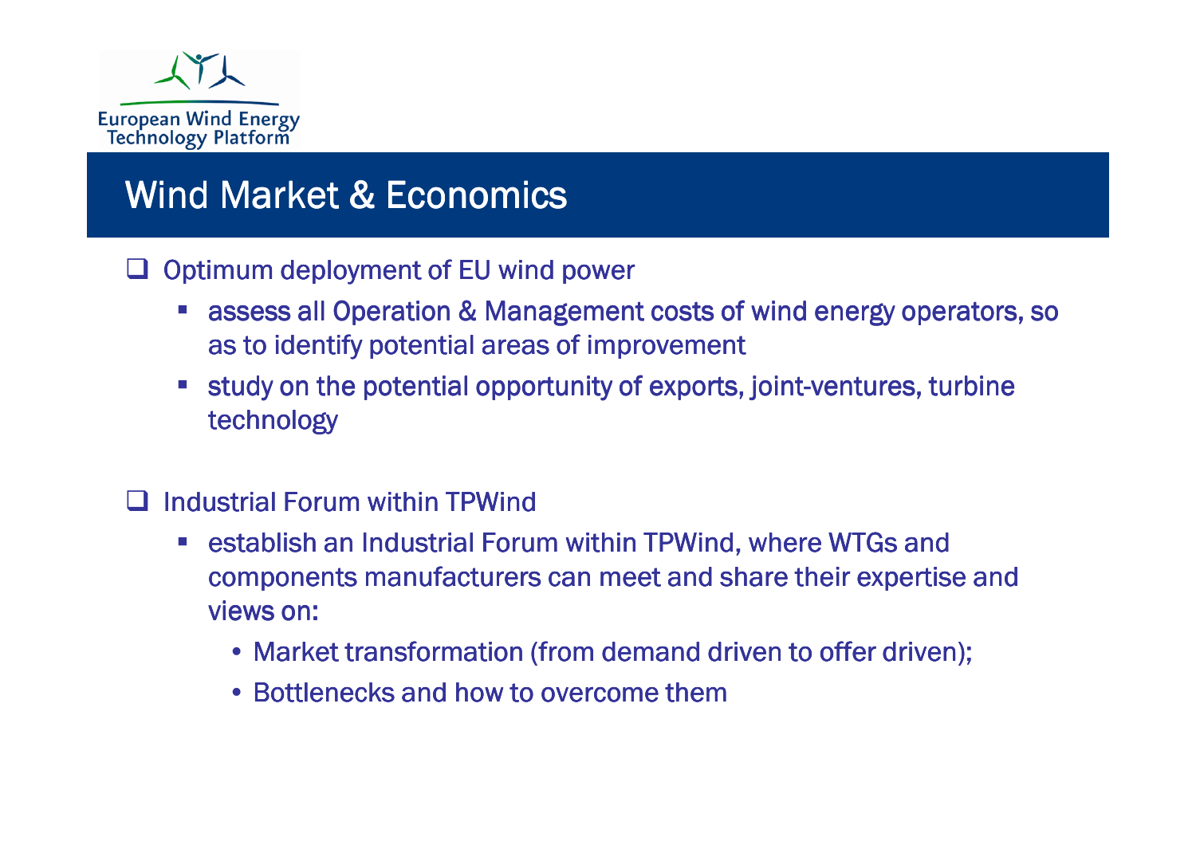# Wind Market & Economics

- Optimum deployment of EU wind power
  - assess all Operation & Management costs of wind energy operators, so as to identify potential areas of improvement
  - study on the potential opportunity of exports, joint-ventures, turbine technology

- Industrial Forum within TPWind
  - establish an Industrial Forum within TPWind, where WTGs and components manufacturers can meet and share their expertise and views on:
    - Market transformation (from demand driven to offer driven);
    - Bottlenecks and how to overcome them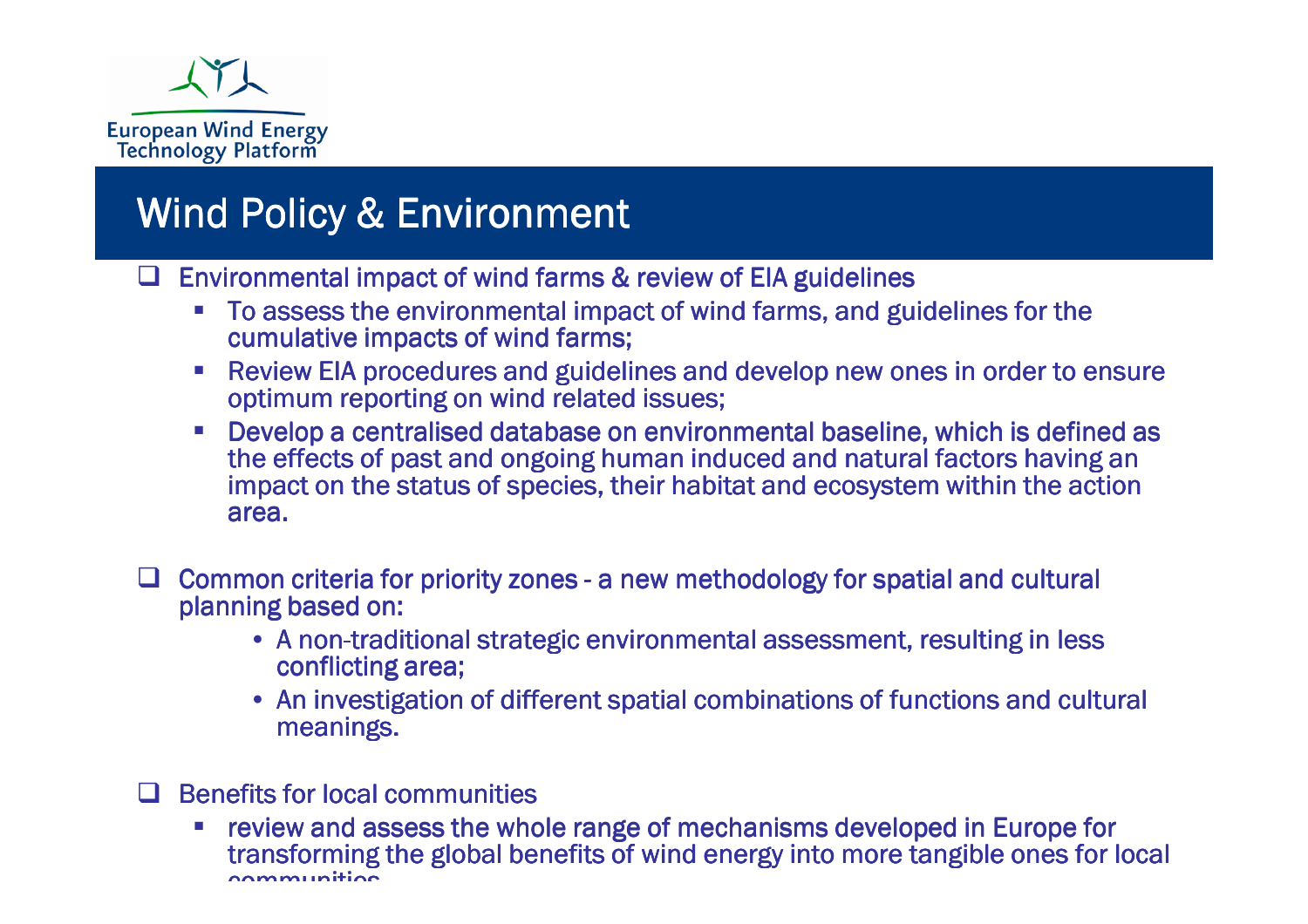European Wind Energy Technology Platform

# Wind Policy & Environment

- Environmental impact of wind farms & review of EIA guidelines
  - To assess the environmental impact of wind farms, and guidelines for the cumulative impacts of wind farms;
  - Review EIA procedures and guidelines and develop new ones in order to ensure optimum reporting on wind related issues;
  - Develop a centralised database on environmental baseline, which is defined as the effects of past and ongoing human induced and natural factors having an impact on the status of species, their habitat and ecosystem within the action area.

- Common criteria for priority zones - a new methodology for spatial and cultural planning based on:
  - A non-traditional strategic environmental assessment, resulting in less conflicting area;
  - An investigation of different spatial combinations of functions and cultural meanings.

- Benefits for local communities
  - review and assess the whole range of mechanisms developed in Europe for transforming the global benefits of wind energy into more tangible ones for local communities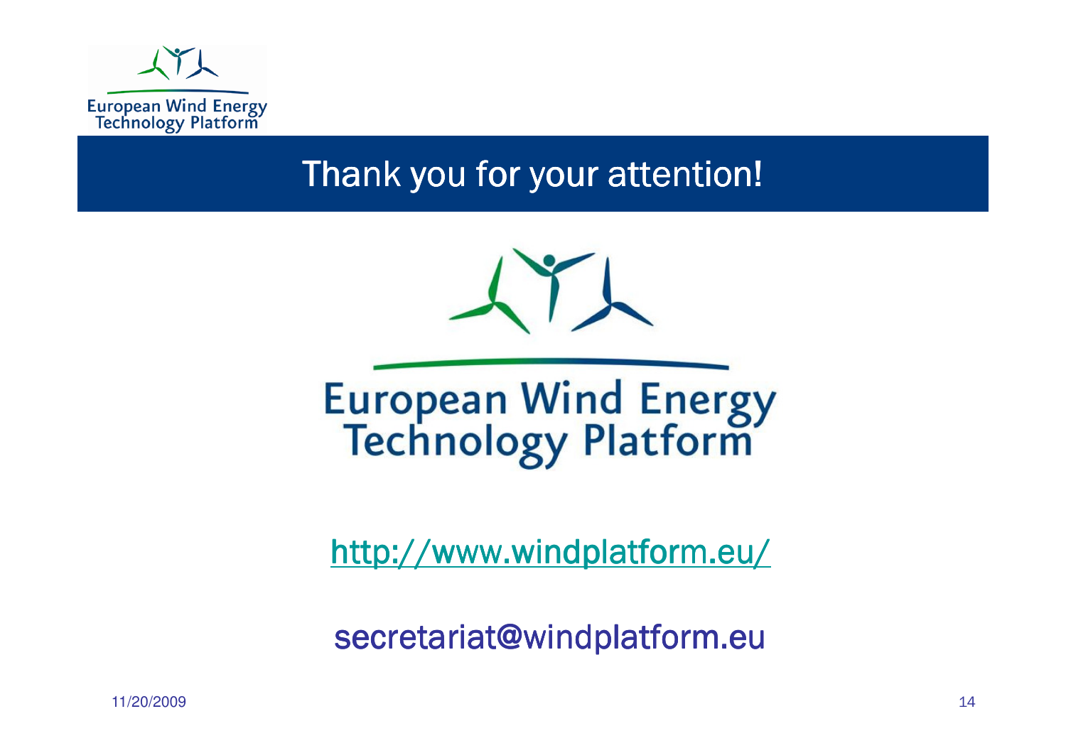European Wind Energy Technology Platform

# Thank you for your attention!

European Wind Energy Technology Platform

http://www.windplatform.eu/

secretariat@windplatform.eu

11/20/2009